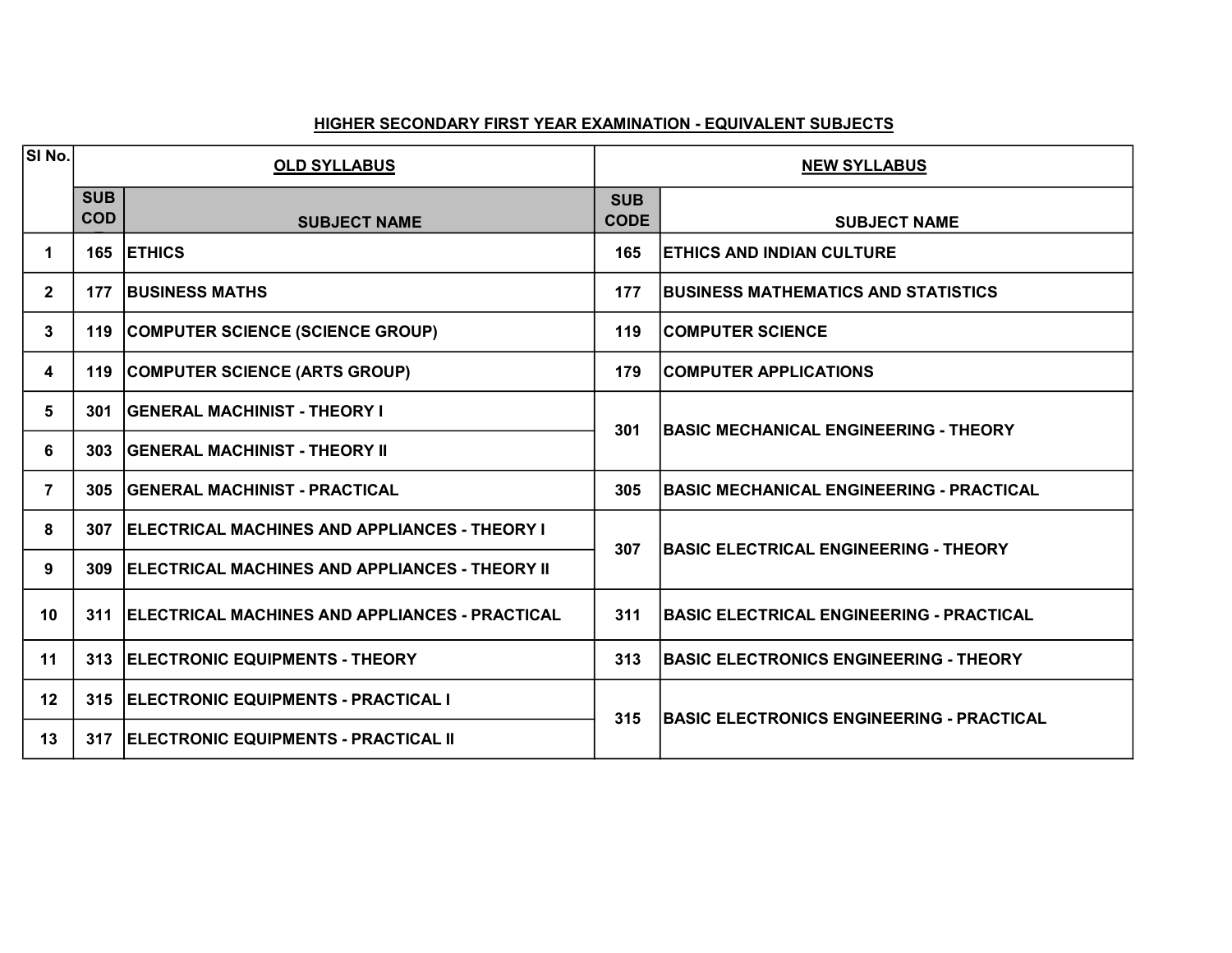## HIGHER SECONDARY FIRST YEAR EXAMINATION - EQUIVALENT SUBJECTS

| SI No. | OLD SYLLABUS | | NEW SYLLABUS | |
|---|---|---|---|---|
| | SUB CODE | SUBJECT NAME | SUB CODE | SUBJECT NAME |
| 1 | 165 | ETHICS | 165 | ETHICS AND INDIAN CULTURE |
| 2 | 177 | BUSINESS MATHS | 177 | BUSINESS MATHEMATICS AND STATISTICS |
| 3 | 119 | COMPUTER SCIENCE (SCIENCE GROUP) | 119 | COMPUTER SCIENCE |
| 4 | 119 | COMPUTER SCIENCE (ARTS GROUP) | 179 | COMPUTER APPLICATIONS |
| 5 | 301 | GENERAL MACHINIST - THEORY I | 301 | BASIC MECHANICAL ENGINEERING - THEORY |
| 6 | 303 | GENERAL MACHINIST - THEORY II | | |
| 7 | 305 | GENERAL MACHINIST - PRACTICAL | 305 | BASIC MECHANICAL ENGINEERING - PRACTICAL |
| 8 | 307 | ELECTRICAL MACHINES AND APPLIANCES - THEORY I | 307 | BASIC ELECTRICAL ENGINEERING - THEORY |
| 9 | 309 | ELECTRICAL MACHINES AND APPLIANCES - THEORY II | | |
| 10 | 311 | ELECTRICAL MACHINES AND APPLIANCES - PRACTICAL | 311 | BASIC ELECTRICAL ENGINEERING - PRACTICAL |
| 11 | 313 | ELECTRONIC EQUIPMENTS - THEORY | 313 | BASIC ELECTRONICS ENGINEERING - THEORY |
| 12 | 315 | ELECTRONIC EQUIPMENTS - PRACTICAL I | 315 | BASIC ELECTRONICS ENGINEERING - PRACTICAL |
| 13 | 317 | ELECTRONIC EQUIPMENTS - PRACTICAL II | | |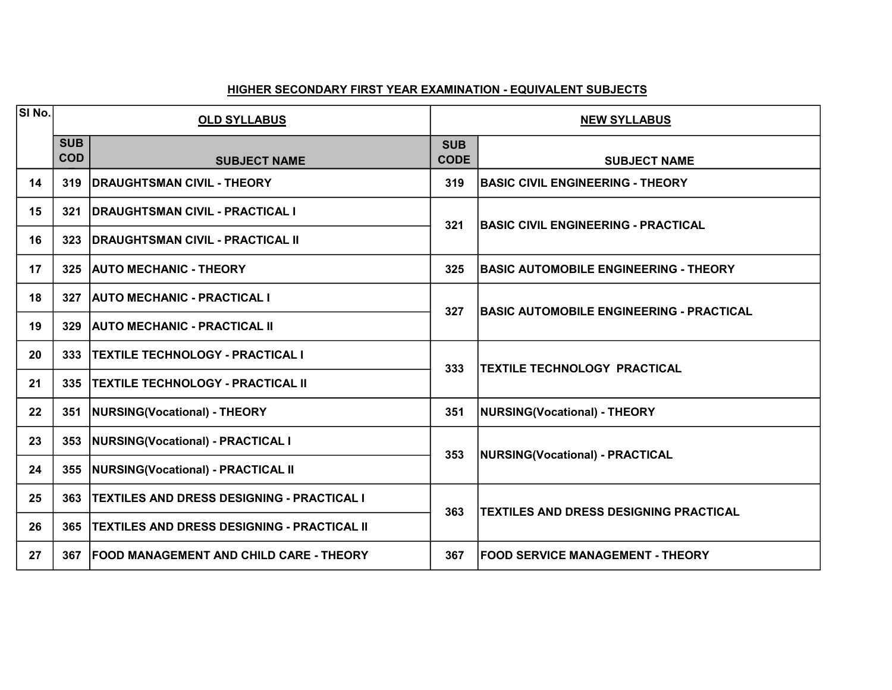## HIGHER SECONDARY FIRST YEAR EXAMINATION - EQUIVALENT SUBJECTS

| Sl No. | OLD SYLLABUS | | NEW SYLLABUS | |
|---|---|---|---|---|
| | SUB COD | SUBJECT NAME | SUB CODE | SUBJECT NAME |
| 14 | 319 | DRAUGHTSMAN CIVIL - THEORY | 319 | BASIC CIVIL ENGINEERING - THEORY |
| 15 | 321 | DRAUGHTSMAN CIVIL - PRACTICAL I | 321 | BASIC CIVIL ENGINEERING - PRACTICAL |
| 16 | 323 | DRAUGHTSMAN CIVIL - PRACTICAL II | | |
| 17 | 325 | AUTO MECHANIC - THEORY | 325 | BASIC AUTOMOBILE ENGINEERING - THEORY |
| 18 | 327 | AUTO MECHANIC - PRACTICAL I | 327 | BASIC AUTOMOBILE ENGINEERING - PRACTICAL |
| 19 | 329 | AUTO MECHANIC - PRACTICAL II | | |
| 20 | 333 | TEXTILE TECHNOLOGY - PRACTICAL I | 333 | TEXTILE TECHNOLOGY PRACTICAL |
| 21 | 335 | TEXTILE TECHNOLOGY - PRACTICAL II | | |
| 22 | 351 | NURSING(Vocational) - THEORY | 351 | NURSING(Vocational) - THEORY |
| 23 | 353 | NURSING(Vocational) - PRACTICAL I | 353 | NURSING(Vocational) - PRACTICAL |
| 24 | 355 | NURSING(Vocational) - PRACTICAL II | | |
| 25 | 363 | TEXTILES AND DRESS DESIGNING - PRACTICAL I | 363 | TEXTILES AND DRESS DESIGNING PRACTICAL |
| 26 | 365 | TEXTILES AND DRESS DESIGNING - PRACTICAL II | | |
| 27 | 367 | FOOD MANAGEMENT AND CHILD CARE - THEORY | 367 | FOOD SERVICE MANAGEMENT - THEORY |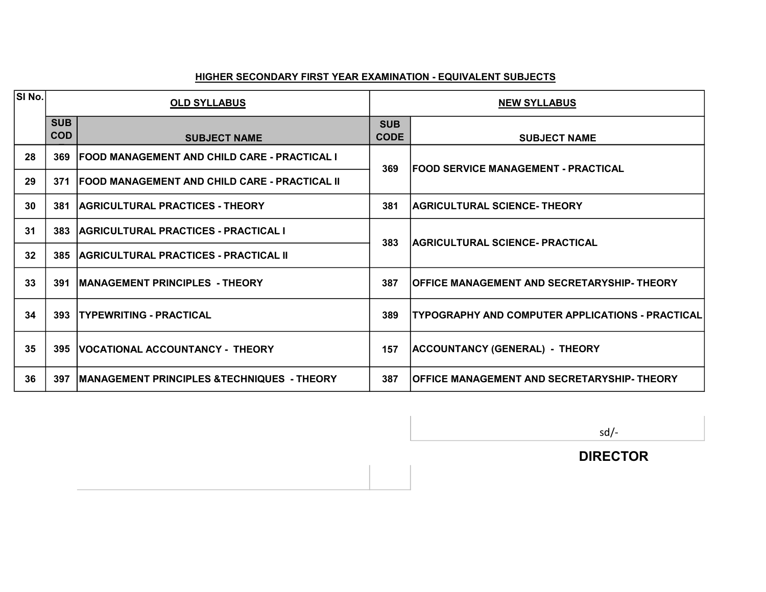## HIGHER SECONDARY FIRST YEAR EXAMINATION - EQUIVALENT SUBJECTS

| Sl No. | OLD SYLLABUS | | NEW SYLLABUS | |
|---|---|---|---|---|
| | SUB CODE | SUBJECT NAME | SUB CODE | SUBJECT NAME |
| 28 | 369 | FOOD MANAGEMENT AND CHILD CARE - PRACTICAL I | 369 | FOOD SERVICE MANAGEMENT - PRACTICAL |
| 29 | 371 | FOOD MANAGEMENT AND CHILD CARE - PRACTICAL II | | |
| 30 | 381 | AGRICULTURAL PRACTICES - THEORY | 381 | AGRICULTURAL SCIENCE- THEORY |
| 31 | 383 | AGRICULTURAL PRACTICES - PRACTICAL I | 383 | AGRICULTURAL SCIENCE- PRACTICAL |
| 32 | 385 | AGRICULTURAL PRACTICES - PRACTICAL II | | |
| 33 | 391 | MANAGEMENT PRINCIPLES - THEORY | 387 | OFFICE MANAGEMENT AND SECRETARYSHIP- THEORY |
| 34 | 393 | TYPEWRITING - PRACTICAL | 389 | TYPOGRAPHY AND COMPUTER APPLICATIONS - PRACTICAL |
| 35 | 395 | VOCATIONAL ACCOUNTANCY - THEORY | 157 | ACCOUNTANCY (GENERAL) - THEORY |
| 36 | 397 | MANAGEMENT PRINCIPLES &TECHNIQUES - THEORY | 387 | OFFICE MANAGEMENT AND SECRETARYSHIP- THEORY |

sd/-

**DIRECTOR**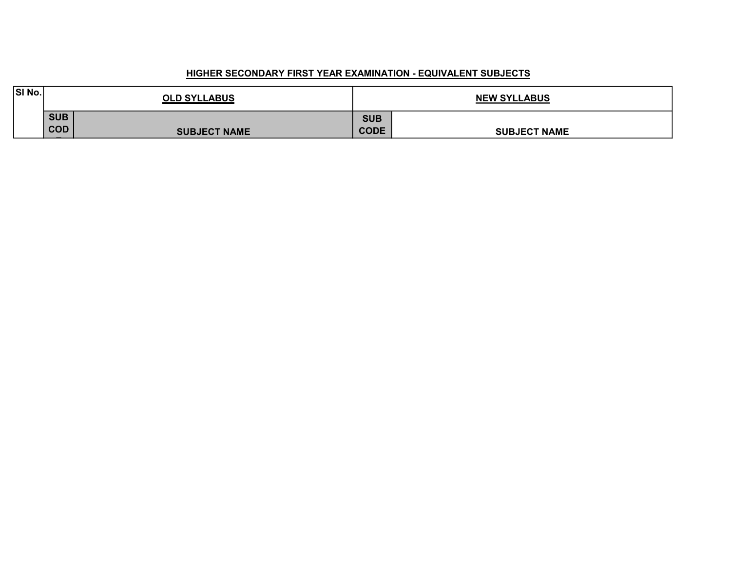**HIGHER SECONDARY FIRST YEAR EXAMINATION - EQUIVALENT SUBJECTS**

| Sl No. | OLD SYLLABUS | | NEW SYLLABUS | |
| --- | --- | --- | --- | --- |
| | SUB COD | SUBJECT NAME | SUB CODE | SUBJECT NAME |